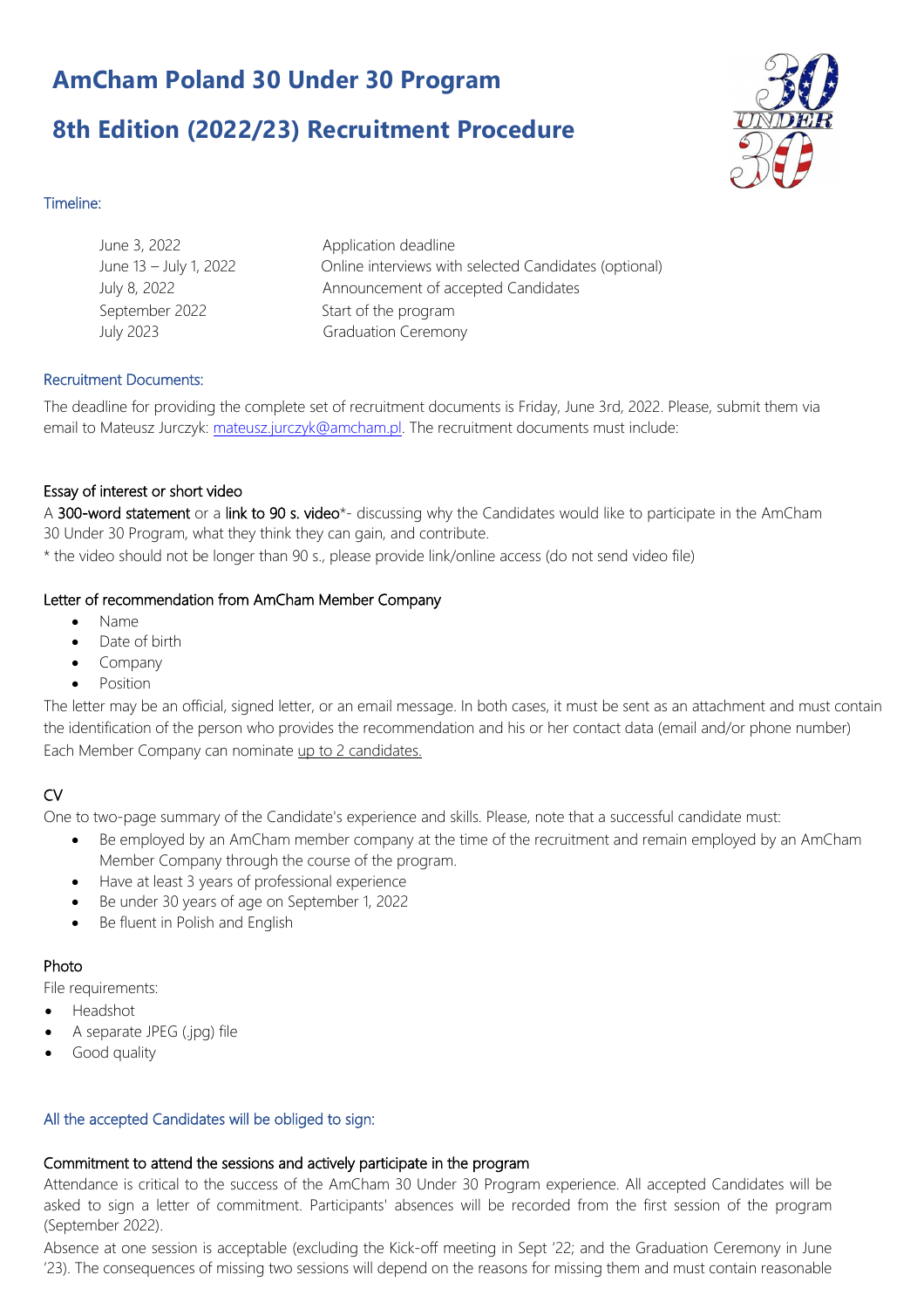# AmCham Poland 30 Under 30 Program

# 8th Edition (2022/23) Recruitment Procedure

## Timeline:

| | |
|---|---|
| June 3, 2022 | Application deadline |
| June 13 – July 1, 2022 | Online interviews with selected Candidates (optional) |
| July 8, 2022 | Announcement of accepted Candidates |
| September 2022 | Start of the program |
| July 2023 | Graduation Ceremony |

## Recruitment Documents:

The deadline for providing the complete set of recruitment documents is Friday, June 3rd, 2022. Please, submit them via email to Mateusz Jurczyk: mateusz.jurczyk@amcham.pl. The recruitment documents must include:

### Essay of interest or short video

A **300-word statement** or a **link to 90 s. video**\*- discussing why the Candidates would like to participate in the AmCham 30 Under 30 Program, what they think they can gain, and contribute.

\* the video should not be longer than 90 s., please provide link/online access (do not send video file)

### Letter of recommendation from AmCham Member Company

- Name
- Date of birth
- Company
- Position

The letter may be an official, signed letter, or an email message. In both cases, it must be sent as an attachment and must contain the identification of the person who provides the recommendation and his or her contact data (email and/or phone number) Each Member Company can nominate up to 2 candidates.

### CV

One to two-page summary of the Candidate's experience and skills. Please, note that a successful candidate must:

- Be employed by an AmCham member company at the time of the recruitment and remain employed by an AmCham Member Company through the course of the program.
- Have at least 3 years of professional experience
- Be under 30 years of age on September 1, 2022
- Be fluent in Polish and English

### Photo

File requirements:

- Headshot
- A separate JPEG (.jpg) file
- Good quality

## All the accepted Candidates will be obliged to sign:

### Commitment to attend the sessions and actively participate in the program

Attendance is critical to the success of the AmCham 30 Under 30 Program experience. All accepted Candidates will be asked to sign a letter of commitment. Participants' absences will be recorded from the first session of the program (September 2022).

Absence at one session is acceptable (excluding the Kick-off meeting in Sept '22; and the Graduation Ceremony in June '23). The consequences of missing two sessions will depend on the reasons for missing them and must contain reasonable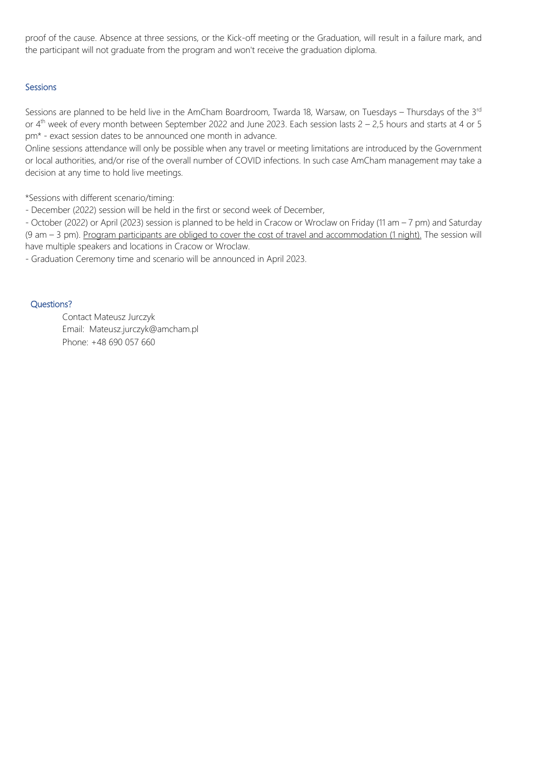proof of the cause. Absence at three sessions, or the Kick-off meeting or the Graduation, will result in a failure mark, and the participant will not graduate from the program and won't receive the graduation diploma.

## Sessions

Sessions are planned to be held live in the AmCham Boardroom, Twarda 18, Warsaw, on Tuesdays – Thursdays of the 3rd or 4th week of every month between September 2022 and June 2023. Each session lasts 2 – 2,5 hours and starts at 4 or 5 pm* - exact session dates to be announced one month in advance.

Online sessions attendance will only be possible when any travel or meeting limitations are introduced by the Government or local authorities, and/or rise of the overall number of COVID infections. In such case AmCham management may take a decision at any time to hold live meetings.

*Sessions with different scenario/timing:

- December (2022) session will be held in the first or second week of December,
- October (2022) or April (2023) session is planned to be held in Cracow or Wroclaw on Friday (11 am – 7 pm) and Saturday (9 am – 3 pm). Program participants are obliged to cover the cost of travel and accommodation (1 night). The session will have multiple speakers and locations in Cracow or Wroclaw.
- Graduation Ceremony time and scenario will be announced in April 2023.

## Questions?

Contact Mateusz Jurczyk
Email: Mateusz.jurczyk@amcham.pl
Phone: +48 690 057 660